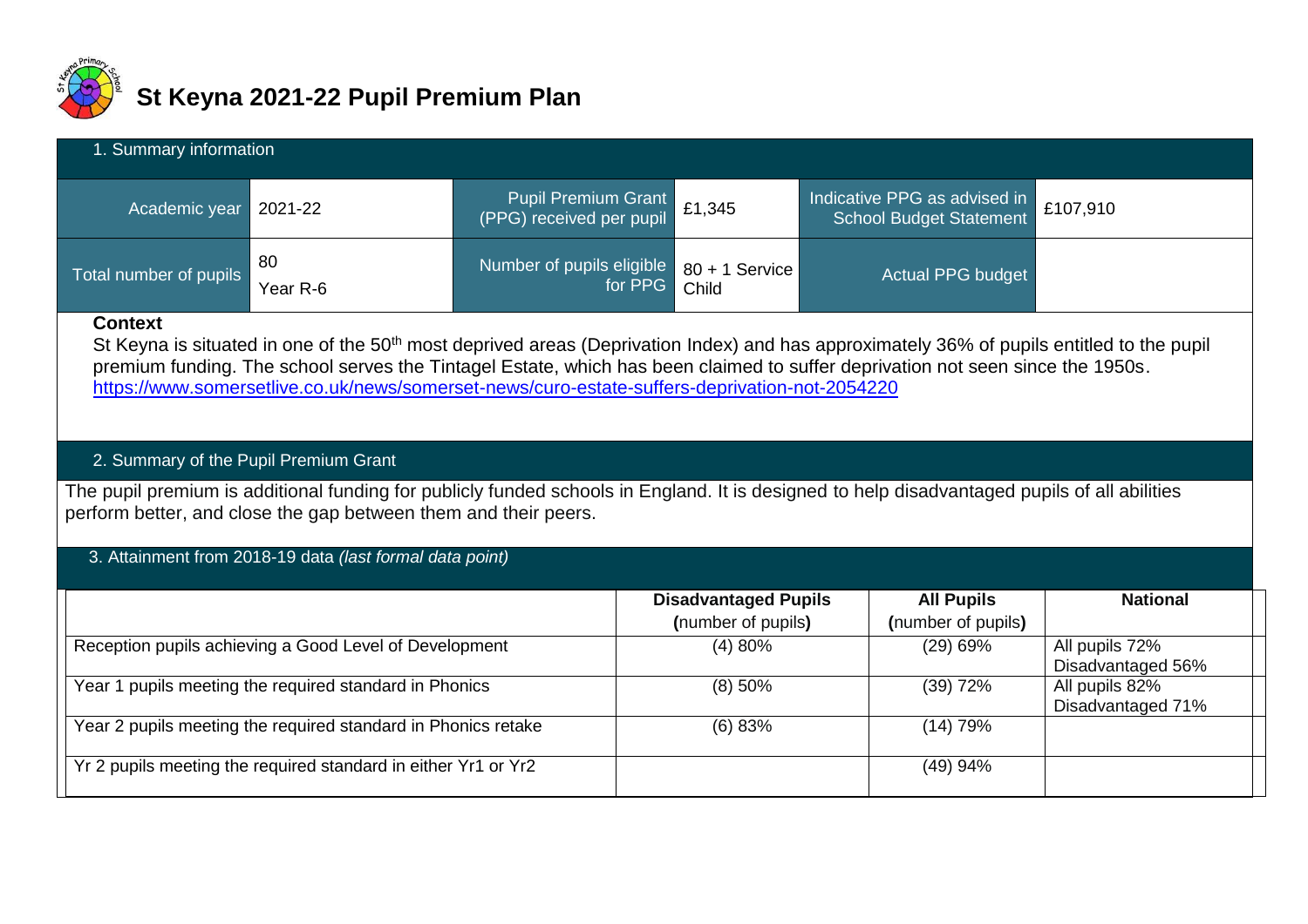# St Keyna 2021-22 Pupil Premium Plan

## 1. Summary information

| Academic year | 2021-22 | Pupil Premium Grant (PPG) received per pupil | £1,345 | Indicative PPG as advised in School Budget Statement | £107,910 |
|---|---|---|---|---|---|
| Total number of pupils | 80 Year R-6 | Number of pupils eligible for PPG | 80 + 1 Service Child | Actual PPG budget | |

**Context**

St Keyna is situated in one of the 50th most deprived areas (Deprivation Index) and has approximately 36% of pupils entitled to the pupil premium funding. The school serves the Tintagel Estate, which has been claimed to suffer deprivation not seen since the 1950s. https://www.somersetlive.co.uk/news/somerset-news/curo-estate-suffers-deprivation-not-2054220

## 2. Summary of the Pupil Premium Grant

The pupil premium is additional funding for publicly funded schools in England. It is designed to help disadvantaged pupils of all abilities perform better, and close the gap between them and their peers.

## 3. Attainment from 2018-19 data *(last formal data point)*

| | **Disadvantaged Pupils** (number of pupils) | **All Pupils** (number of pupils) | **National** |
|---|---|---|---|
| Reception pupils achieving a Good Level of Development | (4) 80% | (29) 69% | All pupils 72% Disadvantaged 56% |
| Year 1 pupils meeting the required standard in Phonics | (8) 50% | (39) 72% | All pupils 82% Disadvantaged 71% |
| Year 2 pupils meeting the required standard in Phonics retake | (6) 83% | (14) 79% | |
| Yr 2 pupils meeting the required standard in either Yr1 or Yr2 | | (49) 94% | |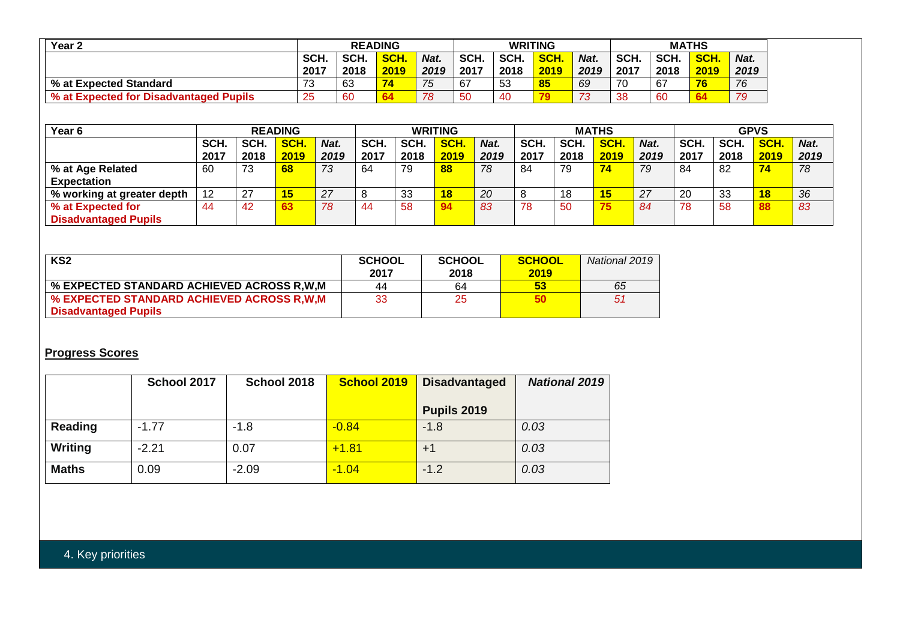| Year 2 | READING | | | | WRITING | | | | MATHS | | | |
|---|---|---|---|---|---|---|---|---|---|---|---|---|
| | SCH. 2017 | SCH. 2018 | **SCH. 2019** | *Nat. 2019* | SCH. 2017 | SCH. 2018 | **SCH. 2019** | *Nat. 2019* | SCH. 2017 | SCH. 2018 | **SCH. 2019** | *Nat. 2019* |
| **% at Expected Standard** | 73 | 63 | **74** | *75* | 67 | 53 | **85** | *69* | 70 | 67 | **76** | *76* |
| **% at Expected for Disadvantaged Pupils** | 25 | 60 | **64** | *78* | 50 | 40 | **79** | *73* | 38 | 60 | **64** | *79* |

| Year 6 | READING | | | | WRITING | | | | MATHS | | | | GPVS | | | |
|---|---|---|---|---|---|---|---|---|---|---|---|---|---|---|---|---|
| | SCH. 2017 | SCH. 2018 | **SCH. 2019** | *Nat. 2019* | SCH. 2017 | SCH. 2018 | **SCH. 2019** | *Nat. 2019* | SCH. 2017 | SCH. 2018 | **SCH. 2019** | *Nat. 2019* | SCH. 2017 | SCH. 2018 | **SCH. 2019** | *Nat. 2019* |
| **% at Age Related Expectation** | 60 | 73 | **68** | *73* | 64 | 79 | **88** | *78* | 84 | 79 | **74** | *79* | 84 | 82 | **74** | *78* |
| **% working at greater depth** | 12 | 27 | **15** | *27* | 8 | 33 | **18** | *20* | 8 | 18 | **15** | *27* | 20 | 33 | **18** | *36* |
| **% at Expected for Disadvantaged Pupils** | 44 | 42 | **63** | *78* | 44 | 58 | **94** | *83* | 78 | 50 | **75** | *84* | 78 | 58 | **88** | *83* |

| KS2 | SCHOOL 2017 | SCHOOL 2018 | **SCHOOL 2019** | *National 2019* |
|---|---|---|---|---|
| **% EXPECTED STANDARD ACHIEVED ACROSS R,W,M** | 44 | 64 | **53** | *65* |
| **% EXPECTED STANDARD ACHIEVED ACROSS R,W,M Disadvantaged Pupils** | 33 | 25 | **50** | *51* |

## Progress Scores

| | School 2017 | School 2018 | School 2019 | Disadvantaged Pupils 2019 | *National 2019* |
|---|---|---|---|---|---|
| **Reading** | -1.77 | -1.8 | -0.84 | -1.8 | *0.03* |
| **Writing** | -2.21 | 0.07 | +1.81 | +1 | *0.03* |
| **Maths** | 0.09 | -2.09 | -1.04 | -1.2 | *0.03* |

## 4. Key priorities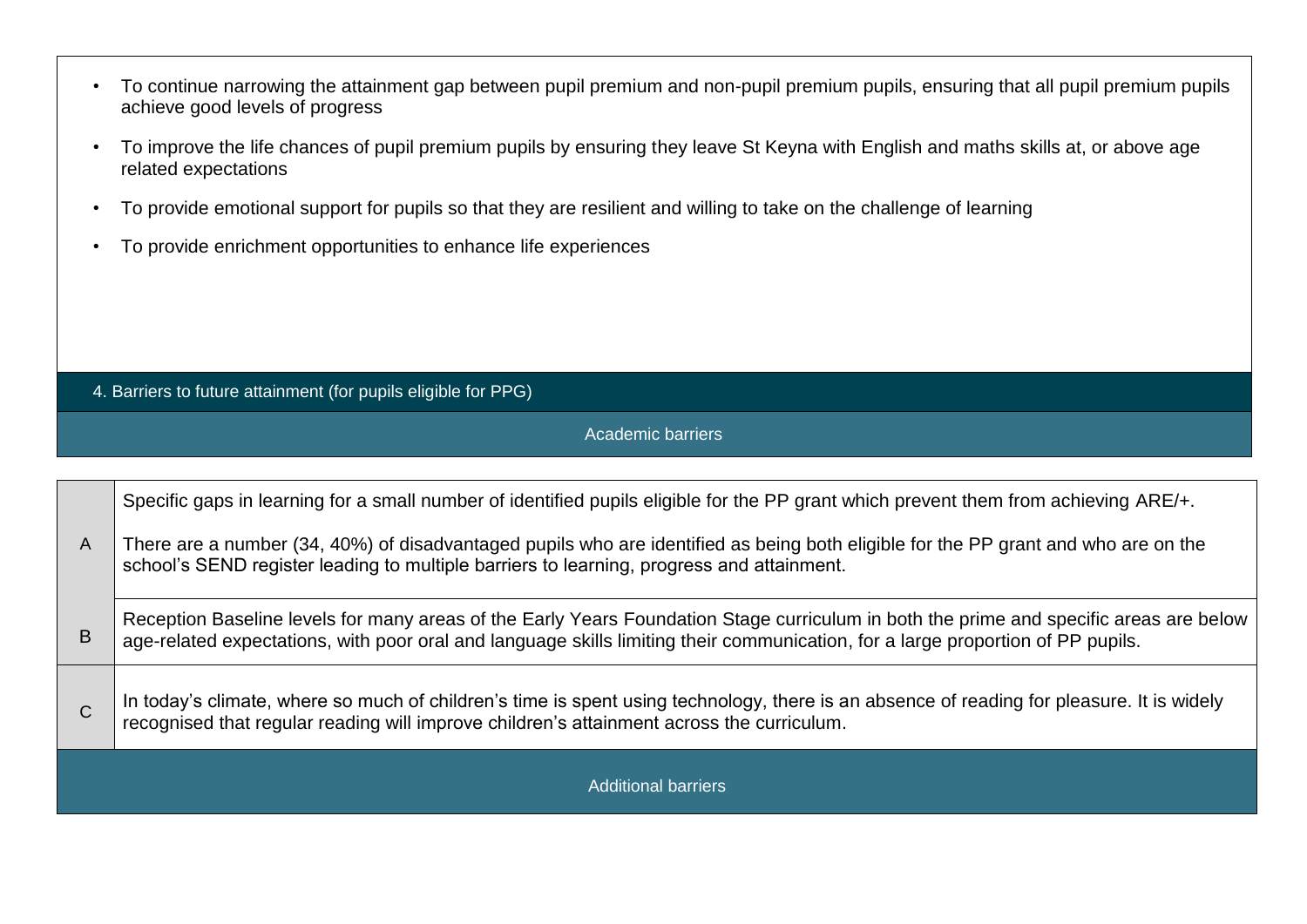- To continue narrowing the attainment gap between pupil premium and non-pupil premium pupils, ensuring that all pupil premium pupils achieve good levels of progress
- To improve the life chances of pupil premium pupils by ensuring they leave St Keyna with English and maths skills at, or above age related expectations
- To provide emotional support for pupils so that they are resilient and willing to take on the challenge of learning
- To provide enrichment opportunities to enhance life experiences

## 4. Barriers to future attainment (for pupils eligible for PPG)

| | Academic barriers |
|---|---|
| A | Specific gaps in learning for a small number of identified pupils eligible for the PP grant which prevent them from achieving ARE/+.<br><br>There are a number (34, 40%) of disadvantaged pupils who are identified as being both eligible for the PP grant and who are on the school's SEND register leading to multiple barriers to learning, progress and attainment. |
| B | Reception Baseline levels for many areas of the Early Years Foundation Stage curriculum in both the prime and specific areas are below age-related expectations, with poor oral and language skills limiting their communication, for a large proportion of PP pupils. |
| C | In today's climate, where so much of children's time is spent using technology, there is an absence of reading for pleasure. It is widely recognised that regular reading will improve children's attainment across the curriculum. |
| | **Additional barriers** |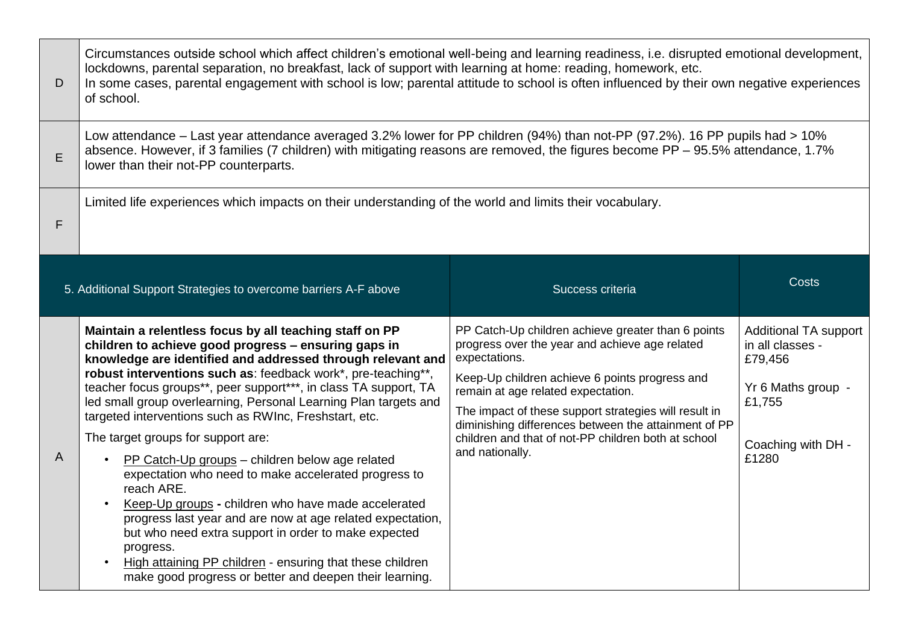| | |
|---|---|
| D | Circumstances outside school which affect children's emotional well-being and learning readiness, i.e. disrupted emotional development, lockdowns, parental separation, no breakfast, lack of support with learning at home: reading, homework, etc.<br>In some cases, parental engagement with school is low; parental attitude to school is often influenced by their own negative experiences of school. |
| E | Low attendance – Last year attendance averaged 3.2% lower for PP children (94%) than not-PP (97.2%). 16 PP pupils had > 10% absence. However, if 3 families (7 children) with mitigating reasons are removed, the figures become PP – 95.5% attendance, 1.7% lower than their not-PP counterparts. |
| F | Limited life experiences which impacts on their understanding of the world and limits their vocabulary. |

| 5. Additional Support Strategies to overcome barriers A-F above | | Success criteria | Costs |
|---|---|---|---|
| A | **Maintain a relentless focus by all teaching staff on PP children to achieve good progress – ensuring gaps in knowledge are identified and addressed through relevant and robust interventions such as**: feedback work*, pre-teaching**, teacher focus groups**, peer support***, in class TA support, TA led small group overlearning, Personal Learning Plan targets and targeted interventions such as RWInc, Freshstart, etc.<br><br>The target groups for support are:<br>• PP Catch-Up groups – children below age related expectation who need to make accelerated progress to reach ARE.<br>• Keep-Up groups **-** children who have made accelerated progress last year and are now at age related expectation, but who need extra support in order to make expected progress.<br>• High attaining PP children - ensuring that these children make good progress or better and deepen their learning. | PP Catch-Up children achieve greater than 6 points progress over the year and achieve age related expectations.<br><br>Keep-Up children achieve 6 points progress and remain at age related expectation.<br><br>The impact of these support strategies will result in diminishing differences between the attainment of PP children and that of not-PP children both at school and nationally. | Additional TA support in all classes - £79,456<br><br>Yr 6 Maths group - £1,755<br><br>Coaching with DH - £1280 |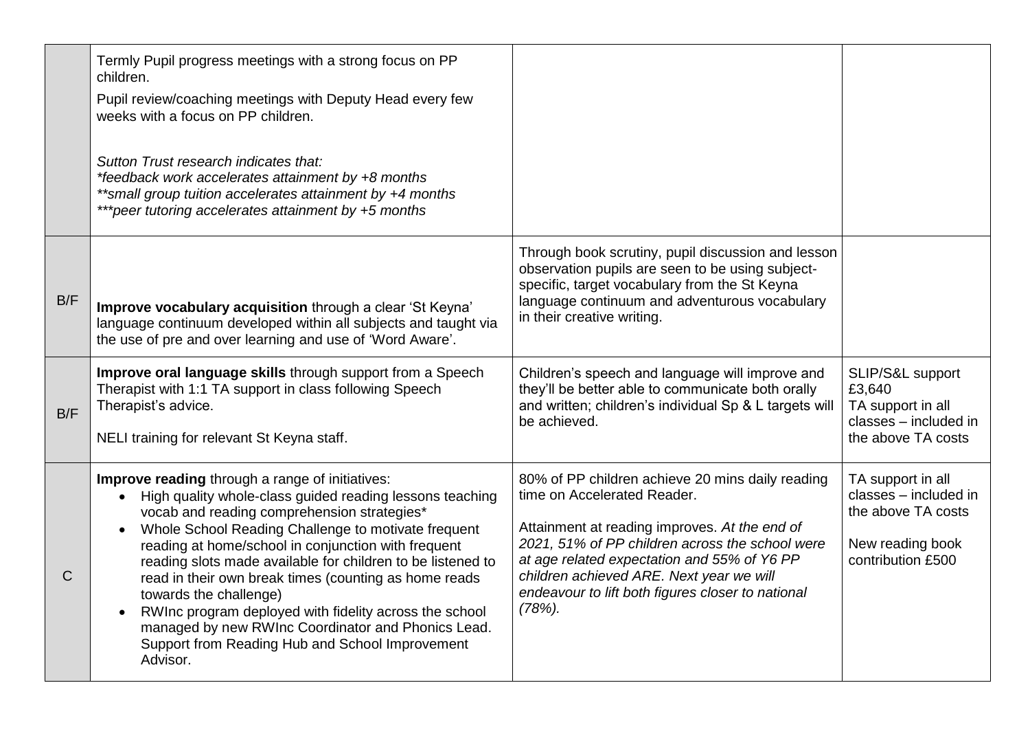| | | | |
|---|---|---|---|
| | Termly Pupil progress meetings with a strong focus on PP children.<br><br>Pupil review/coaching meetings with Deputy Head every few weeks with a focus on PP children.<br><br>*Sutton Trust research indicates that:*<br>*\*feedback work accelerates attainment by +8 months*<br>*\*\*small group tuition accelerates attainment by +4 months*<br>*\*\*\*peer tutoring accelerates attainment by +5 months* | | |
| B/F | **Improve vocabulary acquisition** through a clear 'St Keyna' language continuum developed within all subjects and taught via the use of pre and over learning and use of 'Word Aware'. | Through book scrutiny, pupil discussion and lesson observation pupils are seen to be using subject-specific, target vocabulary from the St Keyna language continuum and adventurous vocabulary in their creative writing. | |
| B/F | **Improve oral language skills** through support from a Speech Therapist with 1:1 TA support in class following Speech Therapist's advice.<br><br>NELI training for relevant St Keyna staff. | Children's speech and language will improve and they'll be better able to communicate both orally and written; children's individual Sp & L targets will be achieved. | SLIP/S&L support £3,640<br>TA support in all classes – included in the above TA costs |
| C | **Improve reading** through a range of initiatives:<br>• High quality whole-class guided reading lessons teaching vocab and reading comprehension strategies*<br>• Whole School Reading Challenge to motivate frequent reading at home/school in conjunction with frequent reading slots made available for children to be listened to read in their own break times (counting as home reads towards the challenge)<br>• RWInc program deployed with fidelity across the school managed by new RWInc Coordinator and Phonics Lead. Support from Reading Hub and School Improvement Advisor. | 80% of PP children achieve 20 mins daily reading time on Accelerated Reader.<br><br>Attainment at reading improves. *At the end of 2021, 51% of PP children across the school were at age related expectation and 55% of Y6 PP children achieved ARE. Next year we will endeavour to lift both figures closer to national (78%).* | TA support in all classes – included in the above TA costs<br><br>New reading book contribution £500 |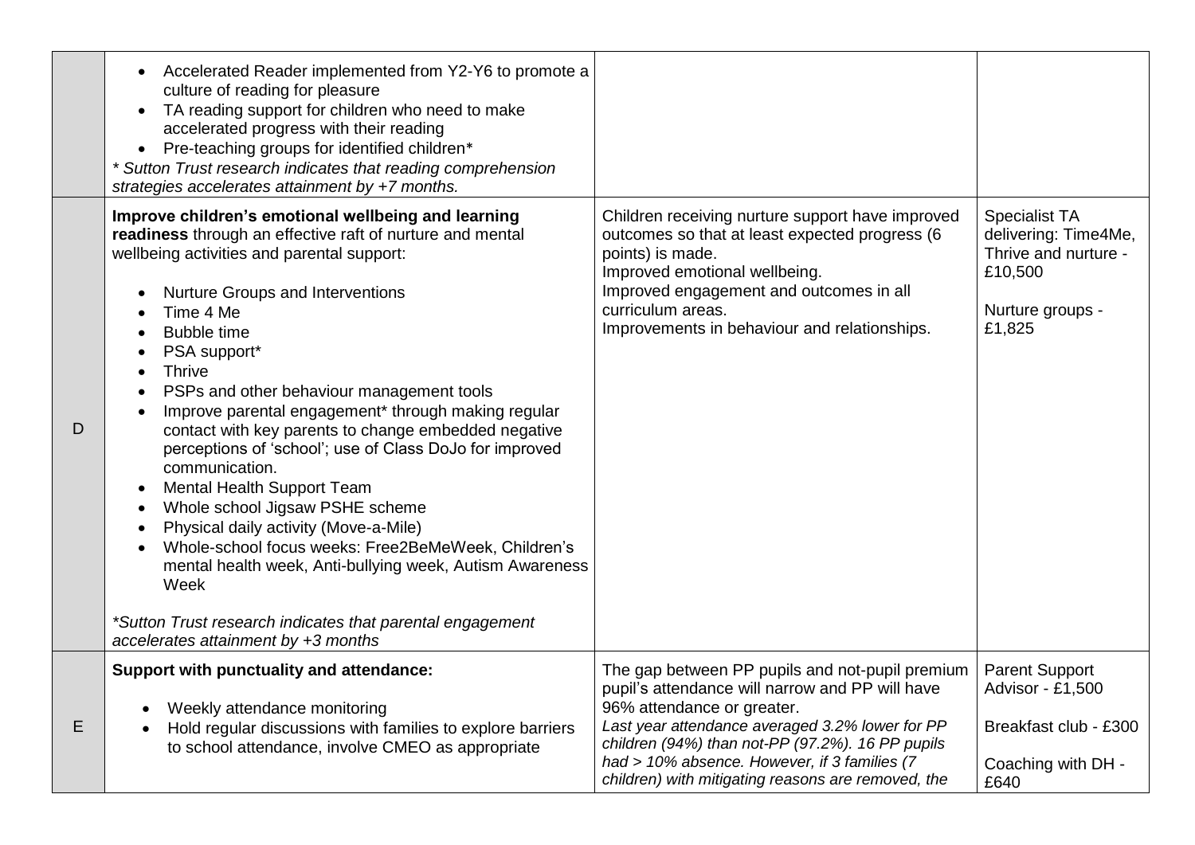| | | | |
|---|---|---|---|
| | • Accelerated Reader implemented from Y2-Y6 to promote a culture of reading for pleasure<br>• TA reading support for children who need to make accelerated progress with their reading<br>• Pre-teaching groups for identified children*<br>*\* Sutton Trust research indicates that reading comprehension strategies accelerates attainment by +7 months.* | | |
| D | **Improve children's emotional wellbeing and learning readiness** through an effective raft of nurture and mental wellbeing activities and parental support:<br><br>• Nurture Groups and Interventions<br>• Time 4 Me<br>• Bubble time<br>• PSA support*<br>• Thrive<br>• PSPs and other behaviour management tools<br>• Improve parental engagement* through making regular contact with key parents to change embedded negative perceptions of 'school'; use of Class DoJo for improved communication.<br>• Mental Health Support Team<br>• Whole school Jigsaw PSHE scheme<br>• Physical daily activity (Move-a-Mile)<br>• Whole-school focus weeks: Free2BeMeWeek, Children's mental health week, Anti-bullying week, Autism Awareness Week<br><br>*\*Sutton Trust research indicates that parental engagement accelerates attainment by +3 months* | Children receiving nurture support have improved outcomes so that at least expected progress (6 points) is made.<br>Improved emotional wellbeing.<br>Improved engagement and outcomes in all curriculum areas.<br>Improvements in behaviour and relationships. | Specialist TA delivering: Time4Me, Thrive and nurture - £10,500<br><br>Nurture groups - £1,825 |
| E | **Support with punctuality and attendance:**<br><br>• Weekly attendance monitoring<br>• Hold regular discussions with families to explore barriers to school attendance, involve CMEO as appropriate | The gap between PP pupils and not-pupil premium pupil's attendance will narrow and PP will have 96% attendance or greater.<br>*Last year attendance averaged 3.2% lower for PP children (94%) than not-PP (97.2%). 16 PP pupils had > 10% absence. However, if 3 families (7 children) with mitigating reasons are removed, the* | Parent Support Advisor - £1,500<br><br>Breakfast club - £300<br><br>Coaching with DH - £640 |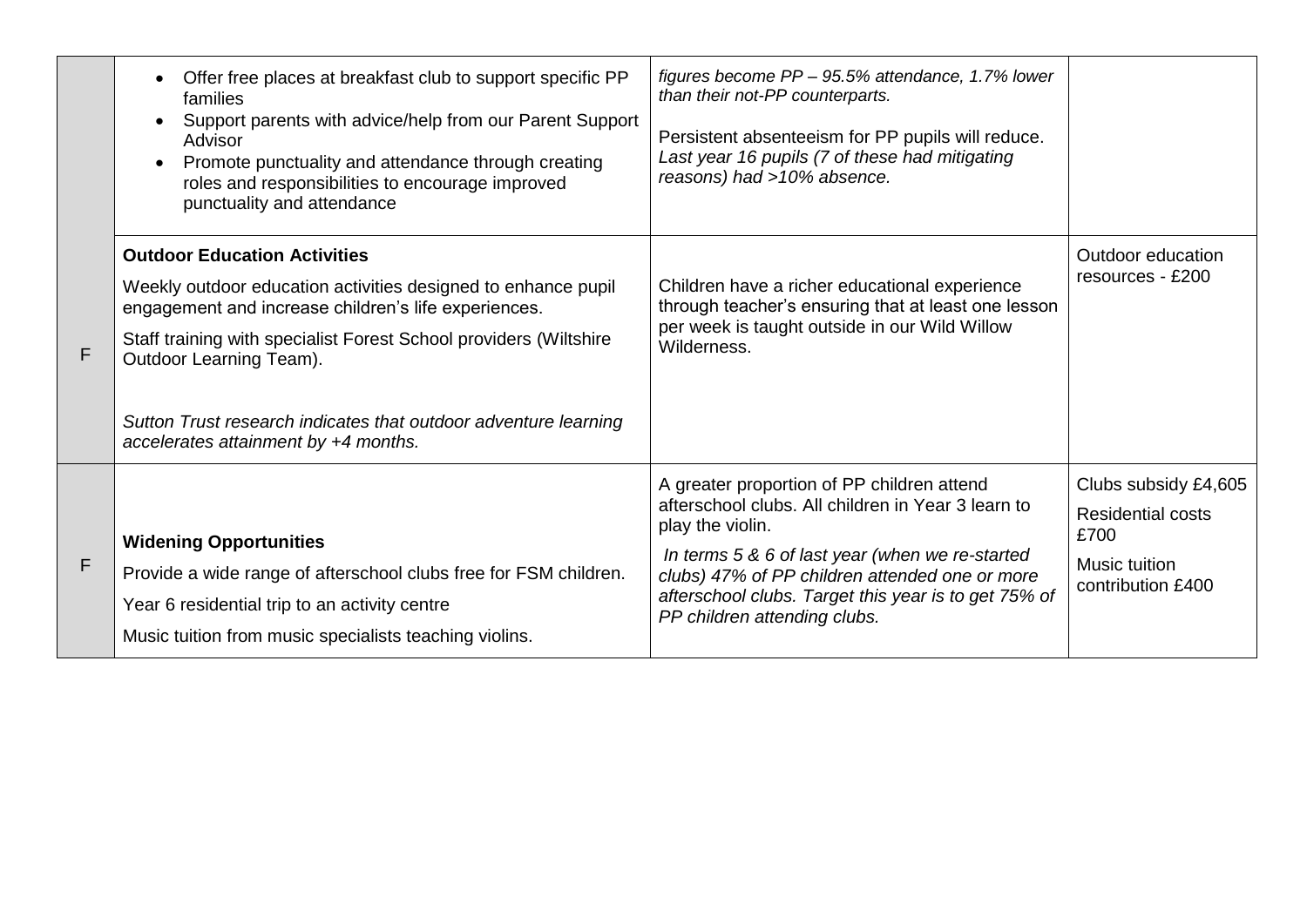| | | | |
|---|---|---|---|
| | • Offer free places at breakfast club to support specific PP families<br>• Support parents with advice/help from our Parent Support Advisor<br>• Promote punctuality and attendance through creating roles and responsibilities to encourage improved punctuality and attendance | *figures become PP – 95.5% attendance, 1.7% lower than their not-PP counterparts.*<br><br>Persistent absenteeism for PP pupils will reduce. *Last year 16 pupils (7 of these had mitigating reasons) had >10% absence.* | |
| F | **Outdoor Education Activities**<br><br>Weekly outdoor education activities designed to enhance pupil engagement and increase children's life experiences.<br><br>Staff training with specialist Forest School providers (Wiltshire Outdoor Learning Team).<br><br>*Sutton Trust research indicates that outdoor adventure learning accelerates attainment by +4 months.* | Children have a richer educational experience through teacher's ensuring that at least one lesson per week is taught outside in our Wild Willow Wilderness. | Outdoor education resources - £200 |
| F | **Widening Opportunities**<br><br>Provide a wide range of afterschool clubs free for FSM children.<br><br>Year 6 residential trip to an activity centre<br><br>Music tuition from music specialists teaching violins. | A greater proportion of PP children attend afterschool clubs. All children in Year 3 learn to play the violin.<br><br>*In terms 5 & 6 of last year (when we re-started clubs) 47% of PP children attended one or more afterschool clubs. Target this year is to get 75% of PP children attending clubs.* | Clubs subsidy £4,605<br><br>Residential costs £700<br><br>Music tuition contribution £400 |